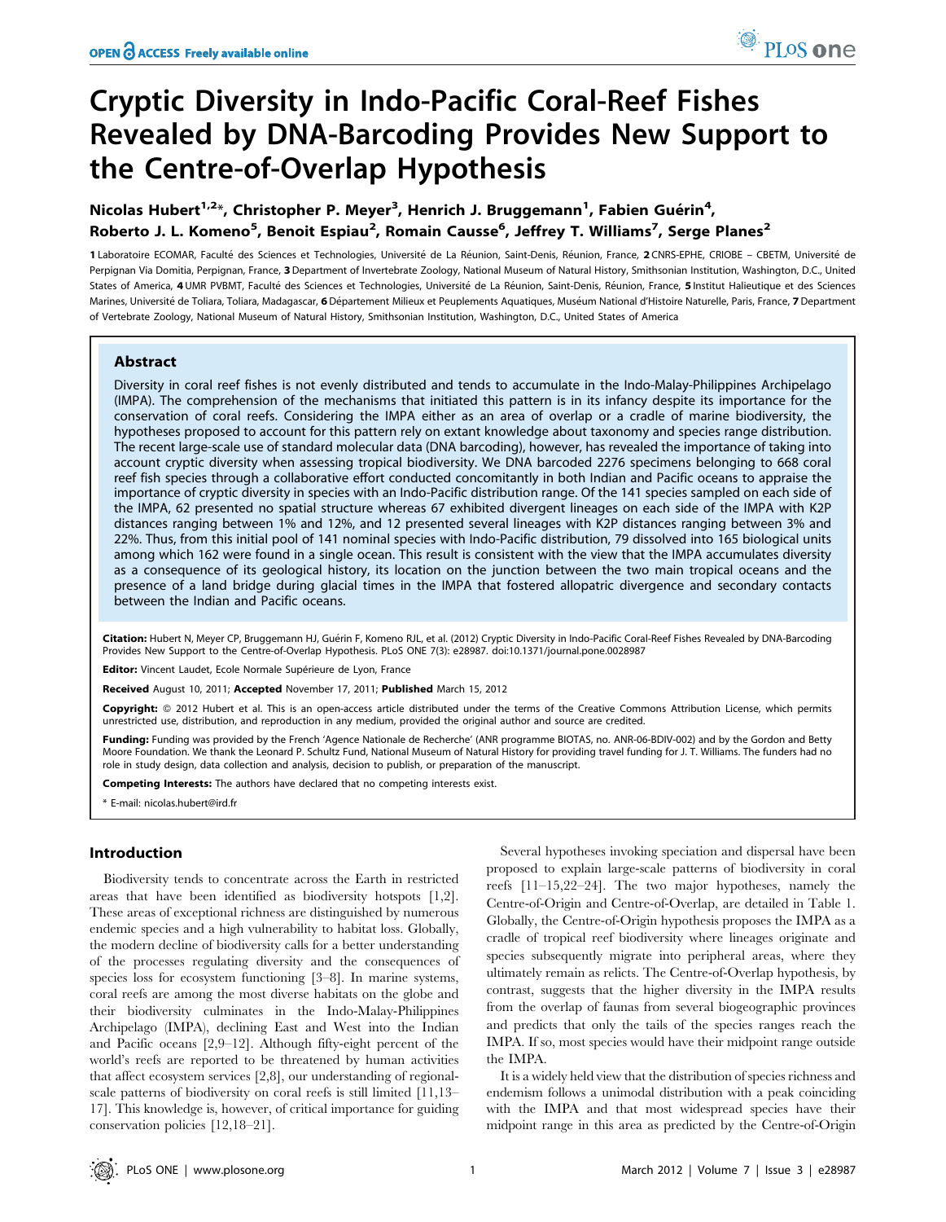# Cryptic Diversity in Indo-Pacific Coral-Reef Fishes Revealed by DNA-Barcoding Provides New Support to the Centre-of-Overlap Hypothesis

**Nicolas Hubert[1,2]*, Christopher P. Meyer[3], Henrich J. Bruggemann[1], Fabien Guérin[4], Roberto J. L. Komeno[5], Benoit Espiau[2], Romain Causse[6], Jeffrey T. Williams[7], Serge Planes[2]**

1 Laboratoire ECOMAR, Faculté des Sciences et Technologies, Université de La Réunion, Saint-Denis, Réunion, France, 2 CNRS-EPHE, CRIOBE – CBETM, Université de Perpignan Via Domitia, Perpignan, France, 3 Department of Invertebrate Zoology, National Museum of Natural History, Smithsonian Institution, Washington, D.C., United States of America, 4 UMR PVBMT, Faculté des Sciences et Technologies, Université de La Réunion, Saint-Denis, Réunion, France, 5 Institut Halieutique et des Sciences Marines, Université de Toliara, Toliara, Madagascar, 6 Département Milieux et Peuplements Aquatiques, Muséum National d'Histoire Naturelle, Paris, France, 7 Department of Vertebrate Zoology, National Museum of Natural History, Smithsonian Institution, Washington, D.C., United States of America

## Abstract

Diversity in coral reef fishes is not evenly distributed and tends to accumulate in the Indo-Malay-Philippines Archipelago (IMPA). The comprehension of the mechanisms that initiated this pattern is in its infancy despite its importance for the conservation of coral reefs. Considering the IMPA either as an area of overlap or a cradle of marine biodiversity, the hypotheses proposed to account for this pattern rely on extant knowledge about taxonomy and species range distribution. The recent large-scale use of standard molecular data (DNA barcoding), however, has revealed the importance of taking into account cryptic diversity when assessing tropical biodiversity. We DNA barcoded 2276 specimens belonging to 668 coral reef fish species through a collaborative effort conducted concomitantly in both Indian and Pacific oceans to appraise the importance of cryptic diversity in species with an Indo-Pacific distribution range. Of the 141 species sampled on each side of the IMPA, 62 presented no spatial structure whereas 67 exhibited divergent lineages on each side of the IMPA with K2P distances ranging between 1% and 12%, and 12 presented several lineages with K2P distances ranging between 3% and 22%. Thus, from this initial pool of 141 nominal species with Indo-Pacific distribution, 79 dissolved into 165 biological units among which 162 were found in a single ocean. This result is consistent with the view that the IMPA accumulates diversity as a consequence of its geological history, its location on the junction between the two main tropical oceans and the presence of a land bridge during glacial times in the IMPA that fostered allopatric divergence and secondary contacts between the Indian and Pacific oceans.

**Citation:** Hubert N, Meyer CP, Bruggemann HJ, Guérin F, Komeno RJL, et al. (2012) Cryptic Diversity in Indo-Pacific Coral-Reef Fishes Revealed by DNA-Barcoding Provides New Support to the Centre-of-Overlap Hypothesis. PLoS ONE 7(3): e28987. doi:10.1371/journal.pone.0028987

**Editor:** Vincent Laudet, Ecole Normale Supérieure de Lyon, France

**Received** August 10, 2011; **Accepted** November 17, 2011; **Published** March 15, 2012

**Copyright:** © 2012 Hubert et al. This is an open-access article distributed under the terms of the Creative Commons Attribution License, which permits unrestricted use, distribution, and reproduction in any medium, provided the original author and source are credited.

**Funding:** Funding was provided by the French 'Agence Nationale de Recherche' (ANR programme BIOTAS, no. ANR-06-BDIV-002) and by the Gordon and Betty Moore Foundation. We thank the Leonard P. Schultz Fund, National Museum of Natural History for providing travel funding for J. T. Williams. The funders had no role in study design, data collection and analysis, decision to publish, or preparation of the manuscript.

**Competing Interests:** The authors have declared that no competing interests exist.

* E-mail: nicolas.hubert@ird.fr

## Introduction

Biodiversity tends to concentrate across the Earth in restricted areas that have been identified as biodiversity hotspots [1,2]. These areas of exceptional richness are distinguished by numerous endemic species and a high vulnerability to habitat loss. Globally, the modern decline of biodiversity calls for a better understanding of the processes regulating diversity and the consequences of species loss for ecosystem functioning [3–8]. In marine systems, coral reefs are among the most diverse habitats on the globe and their biodiversity culminates in the Indo-Malay-Philippines Archipelago (IMPA), declining East and West into the Indian and Pacific oceans [2,9–12]. Although fifty-eight percent of the world's reefs are reported to be threatened by human activities that affect ecosystem services [2,8], our understanding of regional-scale patterns of biodiversity on coral reefs is still limited [11,13–17]. This knowledge is, however, of critical importance for guiding conservation policies [12,18–21].

Several hypotheses invoking speciation and dispersal have been proposed to explain large-scale patterns of biodiversity in coral reefs [11–15,22–24]. The two major hypotheses, namely the Centre-of-Origin and Centre-of-Overlap, are detailed in Table 1. Globally, the Centre-of-Origin hypothesis proposes the IMPA as a cradle of tropical reef biodiversity where lineages originate and species subsequently migrate into peripheral areas, where they ultimately remain as relicts. The Centre-of-Overlap hypothesis, by contrast, suggests that the higher diversity in the IMPA results from the overlap of faunas from several biogeographic provinces and predicts that only the tails of the species ranges reach the IMPA. If so, most species would have their midpoint range outside the IMPA.

It is a widely held view that the distribution of species richness and endemism follows a unimodal distribution with a peak coinciding with the IMPA and that most widespread species have their midpoint range in this area as predicted by the Centre-of-Origin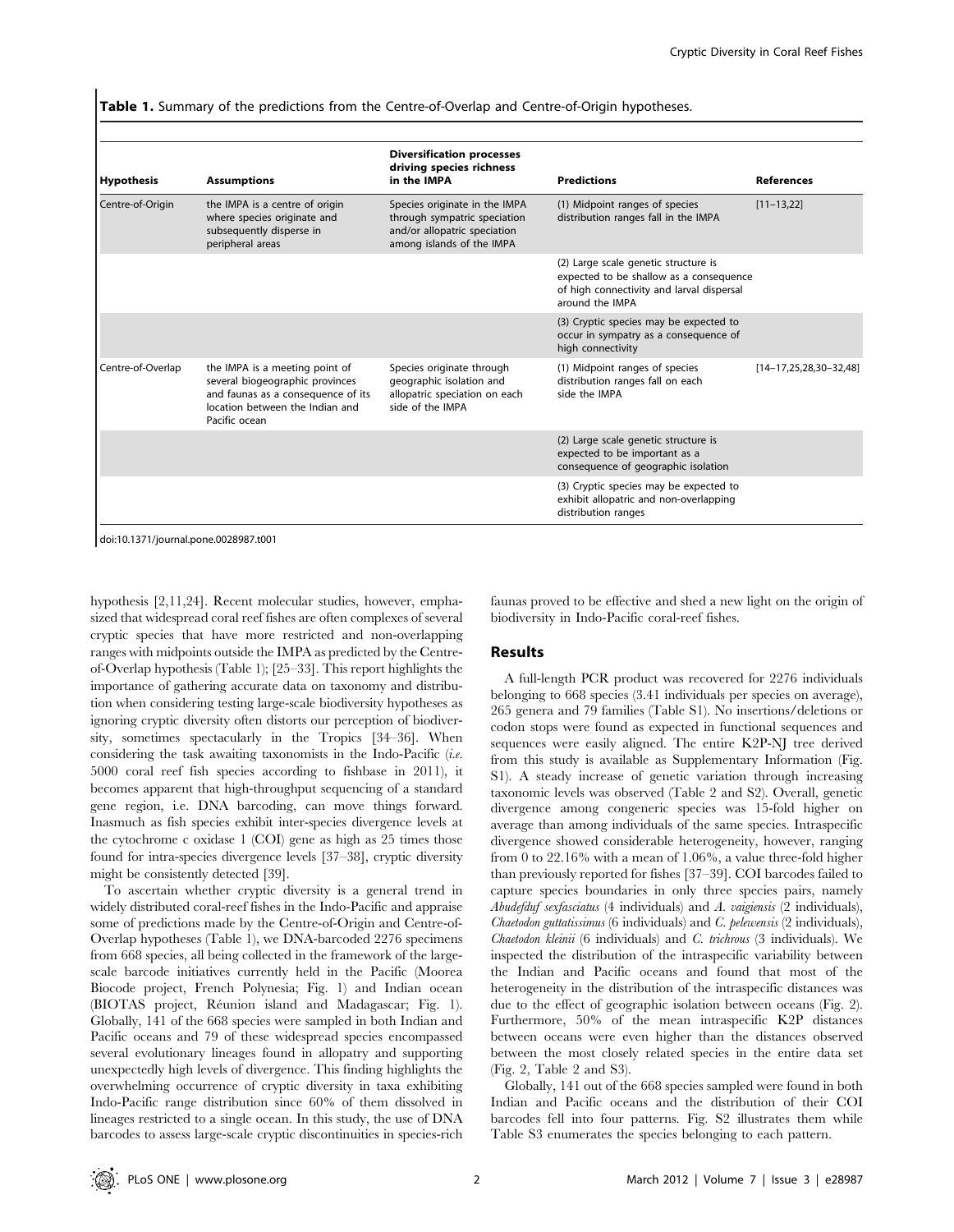**Table 1.** Summary of the predictions from the Centre-of-Overlap and Centre-of-Origin hypotheses.

| Hypothesis | Assumptions | Diversification processes driving species richness in the IMPA | Predictions | References |
|---|---|---|---|---|
| Centre-of-Origin | the IMPA is a centre of origin where species originate and subsequently disperse in peripheral areas | Species originate in the IMPA through sympatric speciation and/or allopatric speciation among islands of the IMPA | (1) Midpoint ranges of species distribution ranges fall in the IMPA | [11–13,22] |
| | | | (2) Large scale genetic structure is expected to be shallow as a consequence of high connectivity and larval dispersal around the IMPA | |
| | | | (3) Cryptic species may be expected to occur in sympatry as a consequence of high connectivity | |
| Centre-of-Overlap | the IMPA is a meeting point of several biogeographic provinces and faunas as a consequence of its location between the Indian and Pacific ocean | Species originate through geographic isolation and allopatric speciation on each side of the IMPA | (1) Midpoint ranges of species distribution ranges fall on each side the IMPA | [14–17,25,28,30–32,48] |
| | | | (2) Large scale genetic structure is expected to be important as a consequence of geographic isolation | |
| | | | (3) Cryptic species may be expected to exhibit allopatric and non-overlapping distribution ranges | |

doi:10.1371/journal.pone.0028987.t001

hypothesis [2,11,24]. Recent molecular studies, however, emphasized that widespread coral reef fishes are often complexes of several cryptic species that have more restricted and non-overlapping ranges with midpoints outside the IMPA as predicted by the Centre-of-Overlap hypothesis (Table 1); [25–33]. This report highlights the importance of gathering accurate data on taxonomy and distribution when considering testing large-scale biodiversity hypotheses as ignoring cryptic diversity often distorts our perception of biodiversity, sometimes spectacularly in the Tropics [34–36]. When considering the task awaiting taxonomists in the Indo-Pacific (*i.e.* 5000 coral reef fish species according to fishbase in 2011), it becomes apparent that high-throughput sequencing of a standard gene region, i.e. DNA barcoding, can move things forward. Inasmuch as fish species exhibit inter-species divergence levels at the cytochrome c oxidase 1 (COI) gene as high as 25 times those found for intra-species divergence levels [37–38], cryptic diversity might be consistently detected [39].

To ascertain whether cryptic diversity is a general trend in widely distributed coral-reef fishes in the Indo-Pacific and appraise some of predictions made by the Centre-of-Origin and Centre-of-Overlap hypotheses (Table 1), we DNA-barcoded 2276 specimens from 668 species, all being collected in the framework of the large-scale barcode initiatives currently held in the Pacific (Moorea Biocode project, French Polynesia; Fig. 1) and Indian ocean (BIOTAS project, Réunion island and Madagascar; Fig. 1). Globally, 141 of the 668 species were sampled in both Indian and Pacific oceans and 79 of these widespread species encompassed several evolutionary lineages found in allopatry and supporting unexpectedly high levels of divergence. This finding highlights the overwhelming occurrence of cryptic diversity in taxa exhibiting Indo-Pacific range distribution since 60% of them dissolved in lineages restricted to a single ocean. In this study, the use of DNA barcodes to assess large-scale cryptic discontinuities in species-rich faunas proved to be effective and shed a new light on the origin of biodiversity in Indo-Pacific coral-reef fishes.

## Results

A full-length PCR product was recovered for 2276 individuals belonging to 668 species (3.41 individuals per species on average), 265 genera and 79 families (Table S1). No insertions/deletions or codon stops were found as expected in functional sequences and sequences were easily aligned. The entire K2P-NJ tree derived from this study is available as Supplementary Information (Fig. S1). A steady increase of genetic variation through increasing taxonomic levels was observed (Table 2 and S2). Overall, genetic divergence among congeneric species was 15-fold higher on average than among individuals of the same species. Intraspecific divergence showed considerable heterogeneity, however, ranging from 0 to 22.16% with a mean of 1.06%, a value three-fold higher than previously reported for fishes [37–39]. COI barcodes failed to capture species boundaries in only three species pairs, namely *Abudefduf sexfasciatus* (4 individuals) and *A. vaigiensis* (2 individuals), *Chaetodon guttatissimus* (6 individuals) and *C. pelewensis* (2 individuals), *Chaetodon kleinii* (6 individuals) and *C. trichrous* (3 individuals). We inspected the distribution of the intraspecific variability between the Indian and Pacific oceans and found that most of the heterogeneity in the distribution of the intraspecific distances was due to the effect of geographic isolation between oceans (Fig. 2). Furthermore, 50% of the mean intraspecific K2P distances between oceans were even higher than the distances observed between the most closely related species in the entire data set (Fig. 2, Table 2 and S3).

Globally, 141 out of the 668 species sampled were found in both Indian and Pacific oceans and the distribution of their COI barcodes fell into four patterns. Fig. S2 illustrates them while Table S3 enumerates the species belonging to each pattern.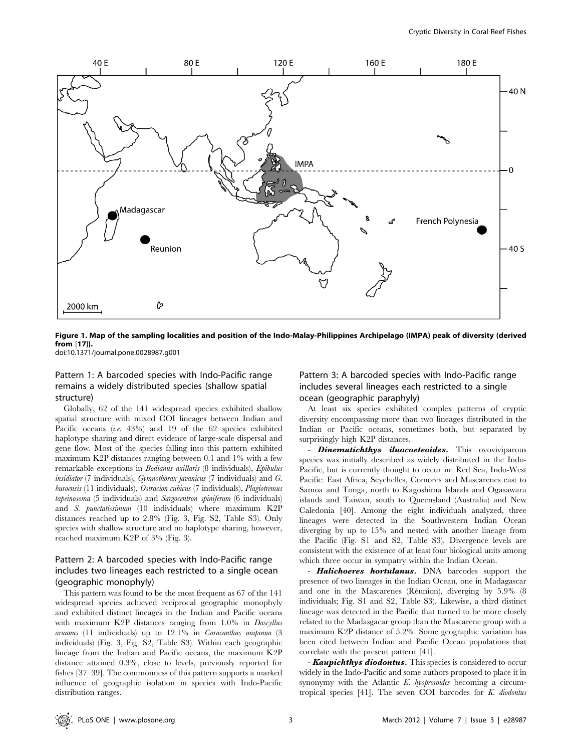40 E
80 E
120 E
160 E
180 E
40 N
0
40 S
IMPA
Madagascar
Reunion
French Polynesia
2000 km

**Figure 1. Map of the sampling localities and position of the Indo-Malay-Philippines Archipelago (IMPA) peak of diversity (derived from [17]).**
doi:10.1371/journal.pone.0028987.g001

### Pattern 1: A barcoded species with Indo-Pacific range remains a widely distributed species (shallow spatial structure)

Globally, 62 of the 141 widespread species exhibited shallow spatial structure with mixed COI lineages between Indian and Pacific oceans (*i.e.* 43%) and 19 of the 62 species exhibited haplotype sharing and direct evidence of large-scale dispersal and gene flow. Most of the species falling into this pattern exhibited maximum K2P distances ranging between 0.1 and 1% with a few remarkable exceptions in *Bodianus axillaris* (8 individuals), *Epibulus insidiator* (7 individuals), *Gymnothorax javanicus* (7 individuals) and *G. buroensis* (11 individuals), *Ostracion cubicus* (7 individuals), *Plagiotremus tapeinosoma* (5 individuals) and *Sargocentron spiniferum* (6 individuals) and *S. punctatissimum* (10 individuals) where maximum K2P distances reached up to 2.8% (Fig. 3, Fig. S2, Table S3). Only species with shallow structure and no haplotype sharing, however, reached maximum K2P of 3% (Fig. 3).

### Pattern 2: A barcoded species with Indo-Pacific range includes two lineages each restricted to a single ocean (geographic monophyly)

This pattern was found to be the most frequent as 67 of the 141 widespread species achieved reciprocal geographic monophyly and exhibited distinct lineages in the Indian and Pacific oceans with maximum K2P distances ranging from 1.0% in *Dascyllus aruanus* (11 individuals) up to 12.1% in *Caracanthus unipinna* (3 individuals) (Fig. 3, Fig. S2, Table S3). Within each geographic lineage from the Indian and Pacific oceans, the maximum K2P distance attained 0.3%, close to levels, previously reported for fishes [37–39]. The commonness of this pattern supports a marked influence of geographic isolation in species with Indo-Pacific distribution ranges.

### Pattern 3: A barcoded species with Indo-Pacific range includes several lineages each restricted to a single ocean (geographic paraphyly)

At least six species exhibited complex patterns of cryptic diversity encompassing more than two lineages distributed in the Indian or Pacific oceans, sometimes both, but separated by surprisingly high K2P distances.

- ***Dinematichthys iluocoeteoides*.** This ovoviviparous species was initially described as widely distributed in the Indo-Pacific, but is currently thought to occur in: Red Sea, Indo-West Pacific: East Africa, Seychelles, Comores and Mascarenes east to Samoa and Tonga, north to Kagoshima Islands and Ogasawara islands and Taiwan, south to Queensland (Australia) and New Caledonia [40]. Among the eight individuals analyzed, three lineages were detected in the Southwestern Indian Ocean diverging by up to 15% and nested with another lineage from the Pacific (Fig. S1 and S2, Table S3). Divergence levels are consistent with the existence of at least four biological units among which three occur in sympatry within the Indian Ocean.

- ***Halichoeres hortulanus*.** DNA barcodes support the presence of two lineages in the Indian Ocean, one in Madagascar and one in the Mascarenes (Réunion), diverging by 5.9% (8 individuals; Fig. S1 and S2, Table S3). Likewise, a third distinct lineage was detected in the Pacific that turned to be more closely related to the Madasgacar group than the Mascarene group with a maximum K2P distance of 5.2%. Some geographic variation has been cited between Indian and Pacific Ocean populations that correlate with the present pattern [41].

- ***Kaupichthys diodontus*.** This species is considered to occur widely in the Indo-Pacific and some authors proposed to place it in synonymy with the Atlantic *K. hyoproroides* becoming a circumtropical species [41]. The seven COI barcodes for *K. diodontus*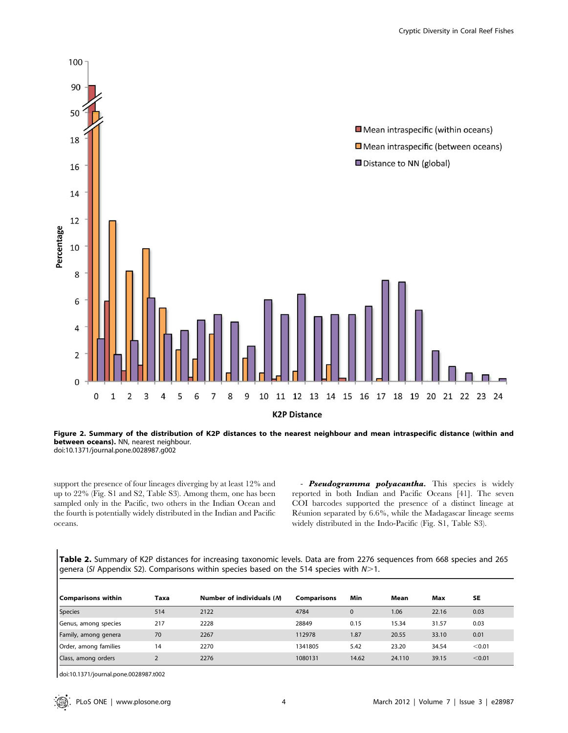100
90
50
18
16
14
12
10
8
6
4
2
0

Percentage

Mean intraspecific (within oceans)
Mean intraspecific (between oceans)
Distance to NN (global)

0 1 2 3 4 5 6 7 8 9 10 11 12 13 14 15 16 17 18 19 20 21 22 23 24

K2P Distance

**Figure 2. Summary of the distribution of K2P distances to the nearest neighbour and mean intraspecific distance (within and between oceans).** NN, nearest neighbour.
doi:10.1371/journal.pone.0028987.g002

support the presence of four lineages diverging by at least 12% and up to 22% (Fig. S1 and S2, Table S3). Among them, one has been sampled only in the Pacific, two others in the Indian Ocean and the fourth is potentially widely distributed in the Indian and Pacific oceans.

- ***Pseudogramma polyacantha.*** This species is widely reported in both Indian and Pacific Oceans [41]. The seven COI barcodes supported the presence of a distinct lineage at Réunion separated by 6.6%, while the Madagascar lineage seems widely distributed in the Indo-Pacific (Fig. S1, Table S3).

**Table 2.** Summary of K2P distances for increasing taxonomic levels. Data are from 2276 sequences from 668 species and 265 genera (*SI* Appendix S2). Comparisons within species based on the 514 species with $N>1$.

| Comparisons within | Taxa | Number of individuals ($N$) | Comparisons | Min | Mean | Max | SE |
|---|---|---|---|---|---|---|---|
| Species | 514 | 2122 | 4784 | 0 | 1.06 | 22.16 | 0.03 |
| Genus, among species | 217 | 2228 | 28849 | 0.15 | 15.34 | 31.57 | 0.03 |
| Family, among genera | 70 | 2267 | 112978 | 1.87 | 20.55 | 33.10 | 0.01 |
| Order, among families | 14 | 2270 | 1341805 | 5.42 | 23.20 | 34.54 | <0.01 |
| Class, among orders | 2 | 2276 | 1080131 | 14.62 | 24.110 | 39.15 | <0.01 |

doi:10.1371/journal.pone.0028987.t002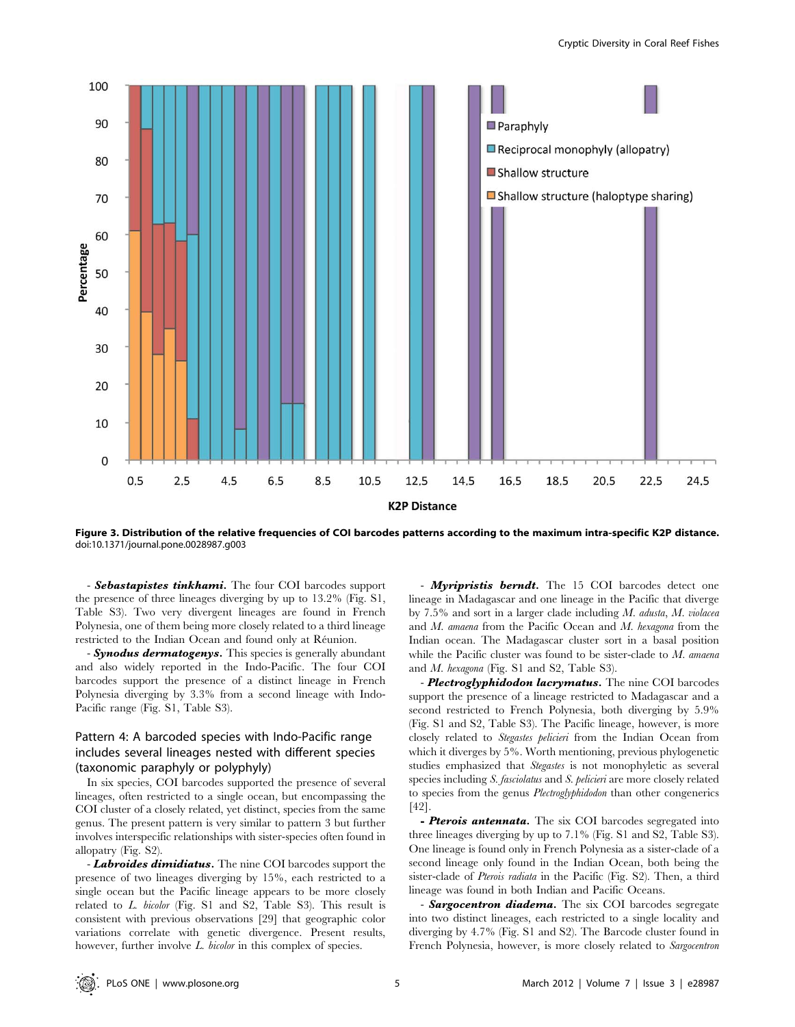100
90
80
70
60
50
40
30
20
10
0

Percentage

0.5 2.5 4.5 6.5 8.5 10.5 12.5 14.5 16.5 18.5 20.5 22.5 24.5

K2P Distance

Paraphyly
Reciprocal monophyly (allopatry)
Shallow structure
Shallow structure (haloptype sharing)

**Figure 3. Distribution of the relative frequencies of COI barcodes patterns according to the maximum intra-specific K2P distance.**
doi:10.1371/journal.pone.0028987.g003

- ***Sebastapistes tinkhami.*** The four COI barcodes support the presence of three lineages diverging by up to 13.2% (Fig. S1, Table S3). Two very divergent lineages are found in French Polynesia, one of them being more closely related to a third lineage restricted to the Indian Ocean and found only at Réunion.

- ***Synodus dermatogenys.*** This species is generally abundant and also widely reported in the Indo-Pacific. The four COI barcodes support the presence of a distinct lineage in French Polynesia diverging by 3.3% from a second lineage with Indo-Pacific range (Fig. S1, Table S3).

### Pattern 4: A barcoded species with Indo-Pacific range includes several lineages nested with different species (taxonomic paraphyly or polyphyly)

In six species, COI barcodes supported the presence of several lineages, often restricted to a single ocean, but encompassing the COI cluster of a closely related, yet distinct, species from the same genus. The present pattern is very similar to pattern 3 but further involves interspecific relationships with sister-species often found in allopatry (Fig. S2).

- ***Labroides dimidiatus.*** The nine COI barcodes support the presence of two lineages diverging by 15%, each restricted to a single ocean but the Pacific lineage appears to be more closely related to *L. bicolor* (Fig. S1 and S2, Table S3). This result is consistent with previous observations [29] that geographic color variations correlate with genetic divergence. Present results, however, further involve *L. bicolor* in this complex of species.

- ***Myripristis berndt.*** The 15 COI barcodes detect one lineage in Madagascar and one lineage in the Pacific that diverge by 7.5% and sort in a larger clade including *M. adusta*, *M. violacea* and *M. amaena* from the Pacific Ocean and *M. hexagona* from the Indian ocean. The Madagascar cluster sort in a basal position while the Pacific cluster was found to be sister-clade to *M. amaena* and *M. hexagona* (Fig. S1 and S2, Table S3).

- ***Plectroglyphidodon lacrymatus.*** The nine COI barcodes support the presence of a lineage restricted to Madagascar and a second restricted to French Polynesia, both diverging by 5.9% (Fig. S1 and S2, Table S3). The Pacific lineage, however, is more closely related to *Stegastes pelicieri* from the Indian Ocean from which it diverges by 5%. Worth mentioning, previous phylogenetic studies emphasized that *Stegastes* is not monophyletic as several species including *S. fasciolatus* and *S. pelicieri* are more closely related to species from the genus *Plectroglyphidodon* than other congenerics [42].

- ***Pterois antennata.*** The six COI barcodes segregated into three lineages diverging by up to 7.1% (Fig. S1 and S2, Table S3). One lineage is found only in French Polynesia as a sister-clade of a second lineage only found in the Indian Ocean, both being the sister-clade of *Pterois radiata* in the Pacific (Fig. S2). Then, a third lineage was found in both Indian and Pacific Oceans.

- ***Sargocentron diadema.*** The six COI barcodes segregate into two distinct lineages, each restricted to a single locality and diverging by 4.7% (Fig. S1 and S2). The Barcode cluster found in French Polynesia, however, is more closely related to *Sargocentron*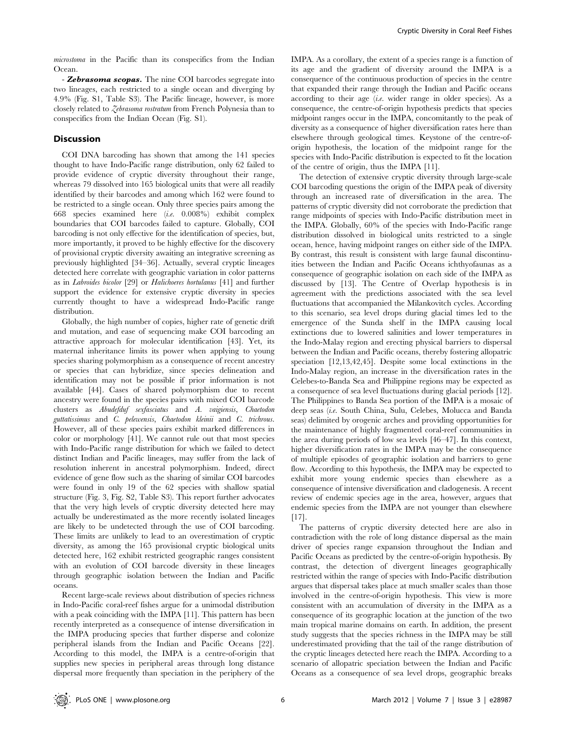*microstoma* in the Pacific than its conspecifics from the Indian Ocean.

- ***Zebrasoma scopas***. The nine COI barcodes segregate into two lineages, each restricted to a single ocean and diverging by 4.9% (Fig. S1, Table S3). The Pacific lineage, however, is more closely related to *Zebrasoma rostratum* from French Polynesia than to conspecifics from the Indian Ocean (Fig. S1).

## Discussion

COI DNA barcoding has shown that among the 141 species thought to have Indo-Pacific range distribution, only 62 failed to provide evidence of cryptic diversity throughout their range, whereas 79 dissolved into 165 biological units that were all readily identified by their barcodes and among which 162 were found to be restricted to a single ocean. Only three species pairs among the 668 species examined here (*i.e.* 0.008%) exhibit complex boundaries that COI barcodes failed to capture. Globally, COI barcoding is not only effective for the identification of species, but, more importantly, it proved to be highly effective for the discovery of provisional cryptic diversity awaiting an integrative screening as previously highlighted [34–36]. Actually, several cryptic lineages detected here correlate with geographic variation in color patterns as in *Labroides bicolor* [29] or *Halichoeres hortulanus* [41] and further support the evidence for extensive cryptic diversity in species currently thought to have a widespread Indo-Pacific range distribution.

Globally, the high number of copies, higher rate of genetic drift and mutation, and ease of sequencing make COI barcoding an attractive approach for molecular identification [43]. Yet, its maternal inheritance limits its power when applying to young species sharing polymorphism as a consequence of recent ancestry or species that can hybridize, since species delineation and identification may not be possible if prior information is not available [44]. Cases of shared polymorphism due to recent ancestry were found in the species pairs with mixed COI barcode clusters as *Abudefduf sexfasciatus* and *A. vaigiensis*, *Chaetodon guttatissimus* and *C. pelewensis*, *Chaetodon kleinii* and *C. trichrous*. However, all of these species pairs exhibit marked differences in color or morphology [41]. We cannot rule out that most species with Indo-Pacific range distribution for which we failed to detect distinct Indian and Pacific lineages, may suffer from the lack of resolution inherent in ancestral polymorphism. Indeed, direct evidence of gene flow such as the sharing of similar COI barcodes were found in only 19 of the 62 species with shallow spatial structure (Fig. 3, Fig. S2, Table S3). This report further advocates that the very high levels of cryptic diversity detected here may actually be underestimated as the more recently isolated lineages are likely to be undetected through the use of COI barcoding. These limits are unlikely to lead to an overestimation of cryptic diversity, as among the 165 provisional cryptic biological units detected here, 162 exhibit restricted geographic ranges consistent with an evolution of COI barcode diversity in these lineages through geographic isolation between the Indian and Pacific oceans.

Recent large-scale reviews about distribution of species richness in Indo-Pacific coral-reef fishes argue for a unimodal distribution with a peak coinciding with the IMPA [11]. This pattern has been recently interpreted as a consequence of intense diversification in the IMPA producing species that further disperse and colonize peripheral islands from the Indian and Pacific Oceans [22]. According to this model, the IMPA is a centre-of-origin that supplies new species in peripheral areas through long distance dispersal more frequently than speciation in the periphery of the IMPA. As a corollary, the extent of a species range is a function of its age and the gradient of diversity around the IMPA is a consequence of the continuous production of species in the centre that expanded their range through the Indian and Pacific oceans according to their age (*i.e.* wider range in older species). As a consequence, the centre-of-origin hypothesis predicts that species midpoint ranges occur in the IMPA, concomitantly to the peak of diversity as a consequence of higher diversification rates here than elsewhere through geological times. Keystone of the centre-of-origin hypothesis, the location of the midpoint range for the species with Indo-Pacific distribution is expected to fit the location of the centre of origin, thus the IMPA [11].

The detection of extensive cryptic diversity through large-scale COI barcoding questions the origin of the IMPA peak of diversity through an increased rate of diversification in the area. The patterns of cryptic diversity did not corroborate the prediction that range midpoints of species with Indo-Pacific distribution meet in the IMPA. Globally, 60% of the species with Indo-Pacific range distribution dissolved in biological units restricted to a single ocean, hence, having midpoint ranges on either side of the IMPA. By contrast, this result is consistent with large faunal discontinuities between the Indian and Pacific Oceans ichthyofaunas as a consequence of geographic isolation on each side of the IMPA as discussed by [13]. The Centre of Overlap hypothesis is in agreement with the predictions associated with the sea level fluctuations that accompanied the Milankovitch cycles. According to this scenario, sea level drops during glacial times led to the emergence of the Sunda shelf in the IMPA causing local extinctions due to lowered salinities and lower temperatures in the Indo-Malay region and erecting physical barriers to dispersal between the Indian and Pacific oceans, thereby fostering allopatric speciation [12,13,42,45]. Despite some local extinctions in the Indo-Malay region, an increase in the diversification rates in the Celebes-to-Banda Sea and Philippine regions may be expected as a consequence of sea level fluctuations during glacial periods [12]. The Philippines to Banda Sea portion of the IMPA is a mosaic of deep seas (*i.e.* South China, Sulu, Celebes, Molucca and Banda seas) delimited by orogenic arches and providing opportunities for the maintenance of highly fragmented coral-reef communities in the area during periods of low sea levels [46–47]. In this context, higher diversification rates in the IMPA may be the consequence of multiple episodes of geographic isolation and barriers to gene flow. According to this hypothesis, the IMPA may be expected to exhibit more young endemic species than elsewhere as a consequence of intensive diversification and cladogenesis. A recent review of endemic species age in the area, however, argues that endemic species from the IMPA are not younger than elsewhere [17].

The patterns of cryptic diversity detected here are also in contradiction with the role of long distance dispersal as the main driver of species range expansion throughout the Indian and Pacific Oceans as predicted by the centre-of-origin hypothesis. By contrast, the detection of divergent lineages geographically restricted within the range of species with Indo-Pacific distribution argues that dispersal takes place at much smaller scales than those involved in the centre-of-origin hypothesis. This view is more consistent with an accumulation of diversity in the IMPA as a consequence of its geographic location at the junction of the two main tropical marine domains on earth. In addition, the present study suggests that the species richness in the IMPA may be still underestimated providing that the tail of the range distribution of the cryptic lineages detected here reach the IMPA. According to a scenario of allopatric speciation between the Indian and Pacific Oceans as a consequence of sea level drops, geographic breaks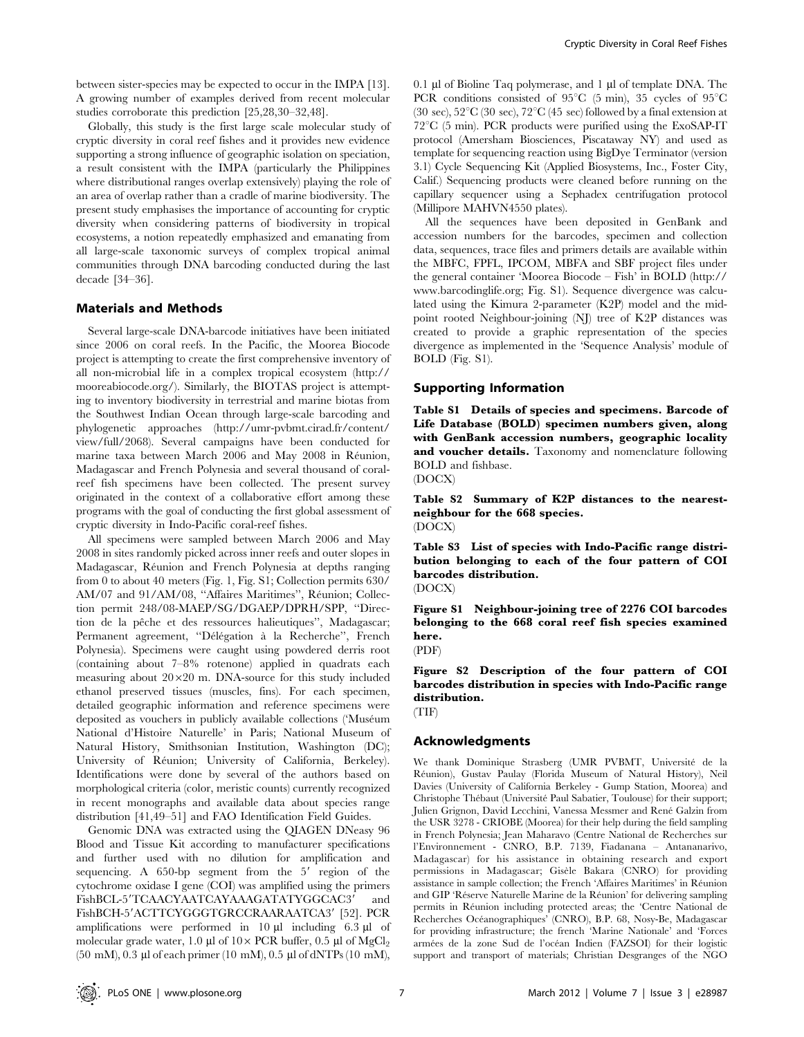between sister-species may be expected to occur in the IMPA [13]. A growing number of examples derived from recent molecular studies corroborate this prediction [25,28,30–32,48].

Globally, this study is the first large scale molecular study of cryptic diversity in coral reef fishes and it provides new evidence supporting a strong influence of geographic isolation on speciation, a result consistent with the IMPA (particularly the Philippines where distributional ranges overlap extensively) playing the role of an area of overlap rather than a cradle of marine biodiversity. The present study emphasises the importance of accounting for cryptic diversity when considering patterns of biodiversity in tropical ecosystems, a notion repeatedly emphasized and emanating from all large-scale taxonomic surveys of complex tropical animal communities through DNA barcoding conducted during the last decade [34–36].

## Materials and Methods

Several large-scale DNA-barcode initiatives have been initiated since 2006 on coral reefs. In the Pacific, the Moorea Biocode project is attempting to create the first comprehensive inventory of all non-microbial life in a complex tropical ecosystem (http://mooreabiocode.org/). Similarly, the BIOTAS project is attempting to inventory biodiversity in terrestrial and marine biotas from the Southwest Indian Ocean through large-scale barcoding and phylogenetic approaches (http://umr-pvbmt.cirad.fr/content/view/full/2068). Several campaigns have been conducted for marine taxa between March 2006 and May 2008 in Réunion, Madagascar and French Polynesia and several thousand of coral-reef fish specimens have been collected. The present survey originated in the context of a collaborative effort among these programs with the goal of conducting the first global assessment of cryptic diversity in Indo-Pacific coral-reef fishes.

All specimens were sampled between March 2006 and May 2008 in sites randomly picked across inner reefs and outer slopes in Madagascar, Réunion and French Polynesia at depths ranging from 0 to about 40 meters (Fig. 1, Fig. S1; Collection permits 630/AM/07 and 91/AM/08, "Affaires Maritimes", Réunion; Collection permit 248/08-MAEP/SG/DGAEP/DPRH/SPP, "Direction de la pêche et des ressources halieutiques", Madagascar; Permanent agreement, "Délégation à la Recherche", French Polynesia). Specimens were caught using powdered derris root (containing about 7–8% rotenone) applied in quadrats each measuring about 20×20 m. DNA-source for this study included ethanol preserved tissues (muscles, fins). For each specimen, detailed geographic information and reference specimens were deposited as vouchers in publicly available collections ('Muséum National d'Histoire Naturelle' in Paris; National Museum of Natural History, Smithsonian Institution, Washington (DC); University of Réunion; University of California, Berkeley). Identifications were done by several of the authors based on morphological criteria (color, meristic counts) currently recognized in recent monographs and available data about species range distribution [41,49–51] and FAO Identification Field Guides.

Genomic DNA was extracted using the QIAGEN DNeasy 96 Blood and Tissue Kit according to manufacturer specifications and further used with no dilution for amplification and sequencing. A 650-bp segment from the 5′ region of the cytochrome oxidase I gene (COI) was amplified using the primers FishBCL-5′TCAACYAATCAYAAAGATATYGGCAC3′ and FishBCH-5′ACTTCYGGGTGRCCRAARAATCA3′ [52]. PCR amplifications were performed in 10 µl including 6.3 µl of molecular grade water, 1.0 µl of 10× PCR buffer, 0.5 µl of $MgCl_2$ (50 mM), 0.3 µl of each primer (10 mM), 0.5 µl of dNTPs (10 mM), 0.1 µl of Bioline Taq polymerase, and 1 µl of template DNA. The PCR conditions consisted of 95°C (5 min), 35 cycles of 95°C (30 sec), 52°C (30 sec), 72°C (45 sec) followed by a final extension at 72°C (5 min). PCR products were purified using the ExoSAP-IT protocol (Amersham Biosciences, Piscataway NY) and used as template for sequencing reaction using BigDye Terminator (version 3.1) Cycle Sequencing Kit (Applied Biosystems, Inc., Foster City, Calif.) Sequencing products were cleaned before running on the capillary sequencer using a Sephadex centrifugation protocol (Millipore MAHVN4550 plates).

All the sequences have been deposited in GenBank and accession numbers for the barcodes, specimen and collection data, sequences, trace files and primers details are available within the MBFC, FPFL, IPCOM, MBFA and SBF project files under the general container 'Moorea Biocode – Fish' in BOLD (http://www.barcodinglife.org; Fig. S1). Sequence divergence was calculated using the Kimura 2-parameter (K2P) model and the mid-point rooted Neighbour-joining (NJ) tree of K2P distances was created to provide a graphic representation of the species divergence as implemented in the 'Sequence Analysis' module of BOLD (Fig. S1).

## Supporting Information

**Table S1 Details of species and specimens. Barcode of Life Database (BOLD) specimen numbers given, along with GenBank accession numbers, geographic locality and voucher details.** Taxonomy and nomenclature following BOLD and fishbase.
(DOCX)

**Table S2 Summary of K2P distances to the nearest-neighbour for the 668 species.**
(DOCX)

**Table S3 List of species with Indo-Pacific range distribution belonging to each of the four pattern of COI barcodes distribution.**
(DOCX)

**Figure S1 Neighbour-joining tree of 2276 COI barcodes belonging to the 668 coral reef fish species examined here.**
(PDF)

**Figure S2 Description of the four pattern of COI barcodes distribution in species with Indo-Pacific range distribution.**
(TIF)

## Acknowledgments

We thank Dominique Strasberg (UMR PVBMT, Université de la Réunion), Gustav Paulay (Florida Museum of Natural History), Neil Davies (University of California Berkeley - Gump Station, Moorea) and Christophe Thébaut (Université Paul Sabatier, Toulouse) for their support; Julien Grignon, David Lecchini, Vanessa Messmer and René Galzin from the USR 3278 - CRIOBE (Moorea) for their help during the field sampling in French Polynesia; Jean Maharavo (Centre National de Recherches sur l'Environnement - CNRO, B.P. 7139, Fiadanana – Antananarivo, Madagascar) for his assistance in obtaining research and export permissions in Madagascar; Gisèle Bakara (CNRO) for providing assistance in sample collection; the French 'Affaires Maritimes' in Réunion and GIP 'Réserve Naturelle Marine de la Réunion' for delivering sampling permits in Réunion including protected areas; the 'Centre National de Recherches Océanographiques' (CNRO), B.P. 68, Nosy-Be, Madagascar for providing infrastructure; the french 'Marine Nationale' and 'Forces armées de la zone Sud de l'océan Indien (FAZSOI) for their logistic support and transport of materials; Christian Desgranges of the NGO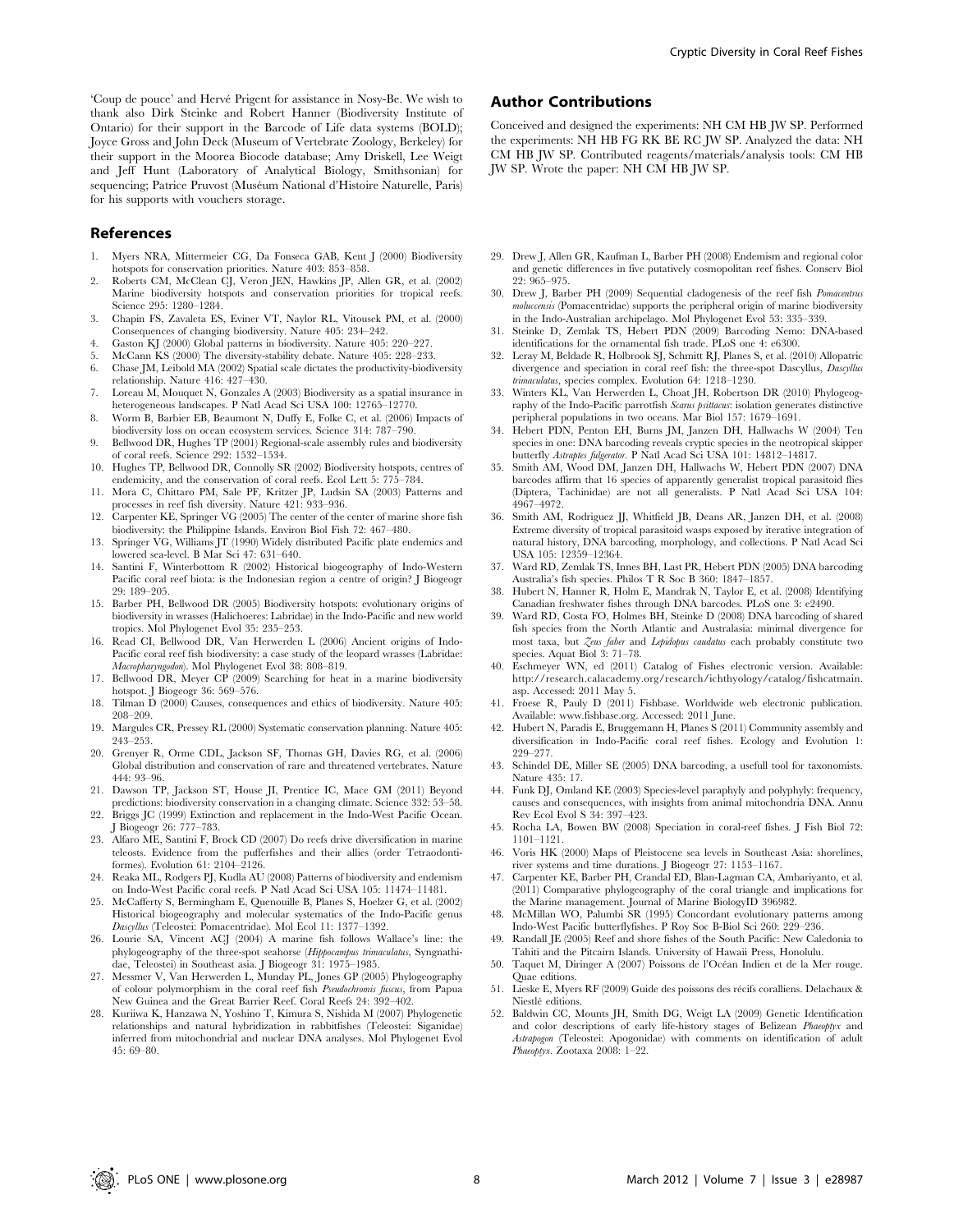'Coup de pouce' and Hervé Prigent for assistance in Nosy-Be. We wish to thank also Dirk Steinke and Robert Hanner (Biodiversity Institute of Ontario) for their support in the Barcode of Life data systems (BOLD); Joyce Gross and John Deck (Museum of Vertebrate Zoology, Berkeley) for their support in the Moorea Biocode database; Amy Driskell, Lee Weigt and Jeff Hunt (Laboratory of Analytical Biology, Smithsonian) for sequencing; Patrice Pruvost (Muséum National d'Histoire Naturelle, Paris) for his supports with vouchers storage.

## Author Contributions

Conceived and designed the experiments: NH CM HB JW SP. Performed the experiments: NH HB FG RK BE RC JW SP. Analyzed the data: NH CM HB JW SP. Contributed reagents/materials/analysis tools: CM HB JW SP. Wrote the paper: NH CM HB JW SP.

## References

1. Myers NRA, Mittermeier CG, Da Fonseca GAB, Kent J (2000) Biodiversity hotspots for conservation priorities. Nature 403: 853–858.
2. Roberts CM, McClean CJ, Veron JEN, Hawkins JP, Allen GR, et al. (2002) Marine biodiversity hotspots and conservation priorities for tropical reefs. Science 295: 1280–1284.
3. Chapin FS, Zavaleta ES, Eviner VT, Naylor RL, Vitousek PM, et al. (2000) Consequences of changing biodiversity. Nature 405: 234–242.
4. Gaston KJ (2000) Global patterns in biodiversity. Nature 405: 220–227.
5. McCann KS (2000) The diversity-stability debate. Nature 405: 228–233.
6. Chase JM, Leibold MA (2002) Spatial scale dictates the productivity-biodiversity relationship. Nature 416: 427–430.
7. Loreau M, Mouquet N, Gonzales A (2003) Biodiversity as a spatial insurance in heterogeneous landscapes. P Natl Acad Sci USA 100: 12765–12770.
8. Worm B, Barbier EB, Beaumont N, Duffy E, Folke C, et al. (2006) Impacts of biodiversity loss on ocean ecosystem services. Science 314: 787–790.
9. Bellwood DR, Hughes TP (2001) Regional-scale assembly rules and biodiversity of coral reefs. Science 292: 1532–1534.
10. Hughes TP, Bellwood DR, Connolly SR (2002) Biodiversity hotspots, centres of endemicity, and the conservation of coral reefs. Ecol Lett 5: 775–784.
11. Mora C, Chittaro PM, Sale PF, Kritzer JP, Ludsin SA (2003) Patterns and processes in reef fish diversity. Nature 421: 933–936.
12. Carpenter KE, Springer VG (2005) The center of the center of marine shore fish biodiversity: the Philippine Islands. Environ Biol Fish 72: 467–480.
13. Springer VG, Williams JT (1990) Widely distributed Pacific plate endemics and lowered sea-level. B Mar Sci 47: 631–640.
14. Santini F, Winterbottom R (2002) Historical biogeography of Indo-Western Pacific coral reef biota: is the Indonesian region a centre of origin? J Biogeogr 29: 189–205.
15. Barber PH, Bellwood DR (2005) Biodiversity hotspots: evolutionary origins of biodiversity in wrasses (Halichoeres: Labridae) in the Indo-Pacific and new world tropics. Mol Phylogenet Evol 35: 235–253.
16. Read CI, Bellwood DR, Van Herwerden L (2006) Ancient origins of Indo-Pacific coral reef fish biodiversity: a case study of the leopard wrasses (Labridae: *Macropharyngodon*). Mol Phylogenet Evol 38: 808–819.
17. Bellwood DR, Meyer CP (2009) Searching for heat in a marine biodiversity hotspot. J Biogeogr 36: 569–576.
18. Tilman D (2000) Causes, consequences and ethics of biodiversity. Nature 405: 208–209.
19. Margules CR, Pressey RL (2000) Systematic conservation planning. Nature 405: 243–253.
20. Grenyer R, Orme CDL, Jackson SF, Thomas GH, Davies RG, et al. (2006) Global distribution and conservation of rare and threatened vertebrates. Nature 444: 93–96.
21. Dawson TP, Jackson ST, House JI, Prentice IC, Mace GM (2011) Beyond predictions: biodiversity conservation in a changing climate. Science 332: 53–58.
22. Briggs JC (1999) Extinction and replacement in the Indo-West Pacific Ocean. J Biogeogr 26: 777–783.
23. Alfaro ME, Santini F, Brock CD (2007) Do reefs drive diversification in marine teleosts. Evidence from the pufferfishes and their allies (order Tetraodontiformes). Evolution 61: 2104–2126.
24. Reaka ML, Rodgers PJ, Kudla AU (2008) Patterns of biodiversity and endemism on Indo-West Pacific coral reefs. P Natl Acad Sci USA 105: 11474–11481.
25. McCafferty S, Bermingham E, Quenouille B, Planes S, Hoelzer G, et al. (2002) Historical biogeography and molecular systematics of the Indo-Pacific genus *Dascyllus* (Teleostei: Pomacentridae). Mol Ecol 11: 1377–1392.
26. Lourie SA, Vincent ACJ (2004) A marine fish follows Wallace's line: the phylogeography of the three-spot seahorse (*Hippocampus trimaculatus*, Syngnathidae, Teleostei) in Southeast asia. J Biogeogr 31: 1975–1985.
27. Messmer V, Van Herwerden L, Munday PL, Jones GP (2005) Phylogeography of colour polymorphism in the coral reef fish *Pseudochromis fuscus*, from Papua New Guinea and the Great Barrier Reef. Coral Reefs 24: 392–402.
28. Kuriiwa K, Hanzawa N, Yoshino T, Kimura S, Nishida M (2007) Phylogenetic relationships and natural hybridization in rabbitfishes (Teleostei: Siganidae) inferred from mitochondrial and nuclear DNA analyses. Mol Phylogenet Evol 45: 69–80.
29. Drew J, Allen GR, Kaufman L, Barber PH (2008) Endemism and regional color and genetic differences in five putatively cosmopolitan reef fishes. Conserv Biol 22: 965–975.
30. Drew J, Barber PH (2009) Sequential cladogenesis of the reef fish *Pomacentrus moluccensis* (Pomacentridae) supports the peripheral origin of marine biodiversity in the Indo-Australian archipelago. Mol Phylogenet Evol 53: 335–339.
31. Steinke D, Zemlak TS, Hebert PDN (2009) Barcoding Nemo: DNA-based identifications for the ornamental fish trade. PLoS one 4: e6300.
32. Leray M, Beldade R, Holbrook SJ, Schmitt RJ, Planes S, et al. (2010) Allopatric divergence and speciation in coral reef fish: the three-spot Dascyllus, *Dascyllus trimaculatus*, species complex. Evolution 64: 1218–1230.
33. Winters KL, Van Herwerden L, Choat JH, Robertson DR (2010) Phylogeography of the Indo-Pacific parrotfish *Scarus psittacus*: isolation generates distinctive peripheral populations in two oceans. Mar Biol 157: 1679–1691.
34. Hebert PDN, Penton EH, Burns JM, Janzen DH, Hallwachs W (2004) Ten species in one: DNA barcoding reveals cryptic species in the neotropical skipper butterfly *Astraptes fulgerator*. P Natl Acad Sci USA 101: 14812–14817.
35. Smith AM, Wood DM, Janzen DH, Hallwachs W, Hebert PDN (2007) DNA barcodes affirm that 16 species of apparently generalist tropical parasitoid flies (Diptera, Tachinidae) are not all generalists. P Natl Acad Sci USA 104: 4967–4972.
36. Smith AM, Rodriguez JJ, Whitfield JB, Deans AR, Janzen DH, et al. (2008) Extreme diversity of tropical parasitoid wasps exposed by iterative integration of natural history, DNA barcoding, morphology, and collections. P Natl Acad Sci USA 105: 12359–12364.
37. Ward RD, Zemlak TS, Innes BH, Last PR, Hebert PDN (2005) DNA barcoding Australia's fish species. Philos T R Soc B 360: 1847–1857.
38. Hubert N, Hanner R, Holm E, Mandrak N, Taylor E, et al. (2008) Identifying Canadian freshwater fishes through DNA barcodes. PLoS one 3: e2490.
39. Ward RD, Costa FO, Holmes BH, Steinke D (2008) DNA barcoding of shared fish species from the North Atlantic and Australasia: minimal divergence for most taxa, but *Zeus faber* and *Lepidopus caudatus* each probably constitute two species. Aquat Biol 3: 71–78.
40. Eschmeyer WN, ed (2011) Catalog of Fishes electronic version. Available: http://research.calacademy.org/research/ichthyology/catalog/fishcatmain.asp. Accessed: 2011 May 5.
41. Froese R, Pauly D (2011) Fishbase. Worldwide web electronic publication. Available: www.fishbase.org. Accessed: 2011 June.
42. Hubert N, Paradis E, Bruggemann H, Planes S (2011) Community assembly and diversification in Indo-Pacific coral reef fishes. Ecology and Evolution 1: 229–277.
43. Schindel DE, Miller SE (2005) DNA barcoding, a usefull tool for taxonomists. Nature 435: 17.
44. Funk DJ, Omland KE (2003) Species-level paraphyly and polyphyly: frequency, causes and consequences, with insights from animal mitochondria DNA. Annu Rev Ecol Evol S 34: 397–423.
45. Rocha LA, Bowen BW (2008) Speciation in coral-reef fishes. J Fish Biol 72: 1101–1121.
46. Voris HK (2000) Maps of Pleistocene sea levels in Southeast Asia: shorelines, river systems and time durations. J Biogeogr 27: 1153–1167.
47. Carpenter KE, Barber PH, Crandal ED, Blan-Lagman CA, Ambariyanto, et al. (2011) Comparative phylogeography of the coral triangle and implications for the Marine management. Journal of Marine BiologyID 396982.
48. McMillan WO, Palumbi SR (1995) Concordant evolutionary patterns among Indo-West Pacific butterflyfishes. P Roy Soc B-Biol Sci 260: 229–236.
49. Randall JE (2005) Reef and shore fishes of the South Pacific: New Caledonia to Tahiti and the Pitcairn Islands. University of Hawaii Press, Honolulu.
50. Taquet M, Diringer A (2007) Poissons de l'Océan Indien et de la Mer rouge. Quae editions.
51. Lieske E, Myers RF (2009) Guide des poissons des récifs coralliens. Delachaux & Niestlé editions.
52. Baldwin CC, Mounts JH, Smith DG, Weigt LA (2009) Genetic Identification and color descriptions of early life-history stages of Belizean *Phaeoptyx* and *Astrapogon* (Teleostei: Apogonidae) with comments on identification of adult *Phaeoptyx*. Zootaxa 2008: 1–22.